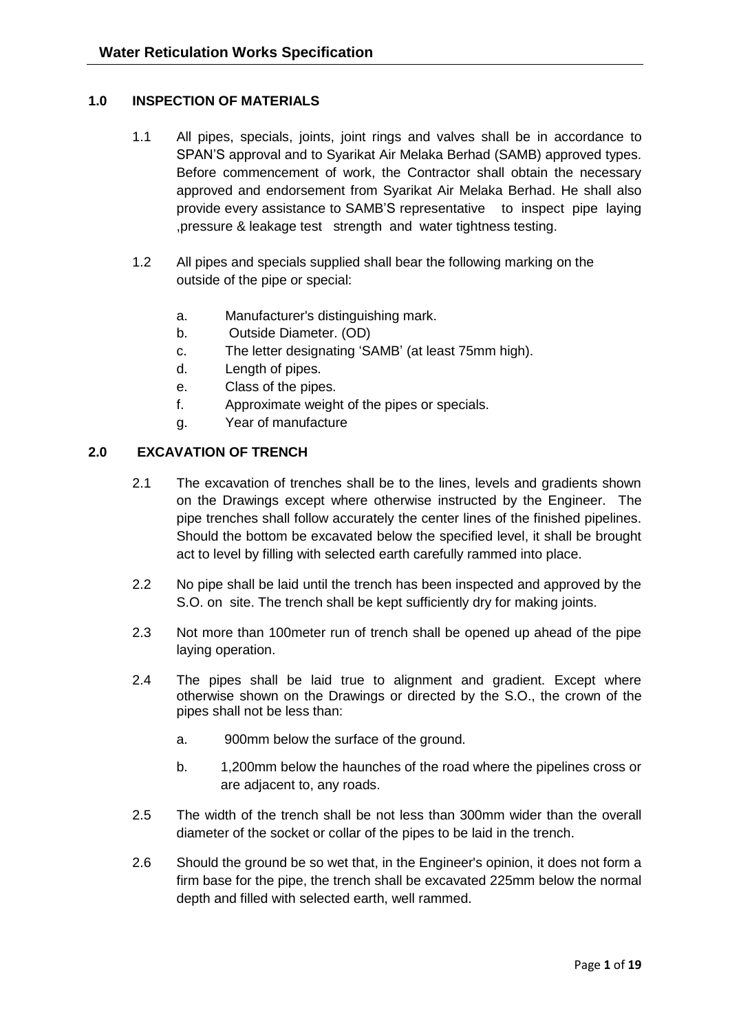## 1.0 INSPECTION OF MATERIALS

1.1 All pipes, specials, joints, joint rings and valves shall be in accordance to SPAN'S approval and to Syarikat Air Melaka Berhad (SAMB) approved types. Before commencement of work, the Contractor shall obtain the necessary approved and endorsement from Syarikat Air Melaka Berhad. He shall also provide every assistance to SAMB'S representative to inspect pipe laying ,pressure & leakage test strength and water tightness testing.

1.2 All pipes and specials supplied shall bear the following marking on the outside of the pipe or special:

a. Manufacturer's distinguishing mark.
b. Outside Diameter. (OD)
c. The letter designating 'SAMB' (at least 75mm high).
d. Length of pipes.
e. Class of the pipes.
f. Approximate weight of the pipes or specials.
g. Year of manufacture

## 2.0 EXCAVATION OF TRENCH

2.1 The excavation of trenches shall be to the lines, levels and gradients shown on the Drawings except where otherwise instructed by the Engineer. The pipe trenches shall follow accurately the center lines of the finished pipelines. Should the bottom be excavated below the specified level, it shall be brought act to level by filling with selected earth carefully rammed into place.

2.2 No pipe shall be laid until the trench has been inspected and approved by the S.O. on site. The trench shall be kept sufficiently dry for making joints.

2.3 Not more than 100meter run of trench shall be opened up ahead of the pipe laying operation.

2.4 The pipes shall be laid true to alignment and gradient. Except where otherwise shown on the Drawings or directed by the S.O., the crown of the pipes shall not be less than:

a. 900mm below the surface of the ground.

b. 1,200mm below the haunches of the road where the pipelines cross or are adjacent to, any roads.

2.5 The width of the trench shall be not less than 300mm wider than the overall diameter of the socket or collar of the pipes to be laid in the trench.

2.6 Should the ground be so wet that, in the Engineer's opinion, it does not form a firm base for the pipe, the trench shall be excavated 225mm below the normal depth and filled with selected earth, well rammed.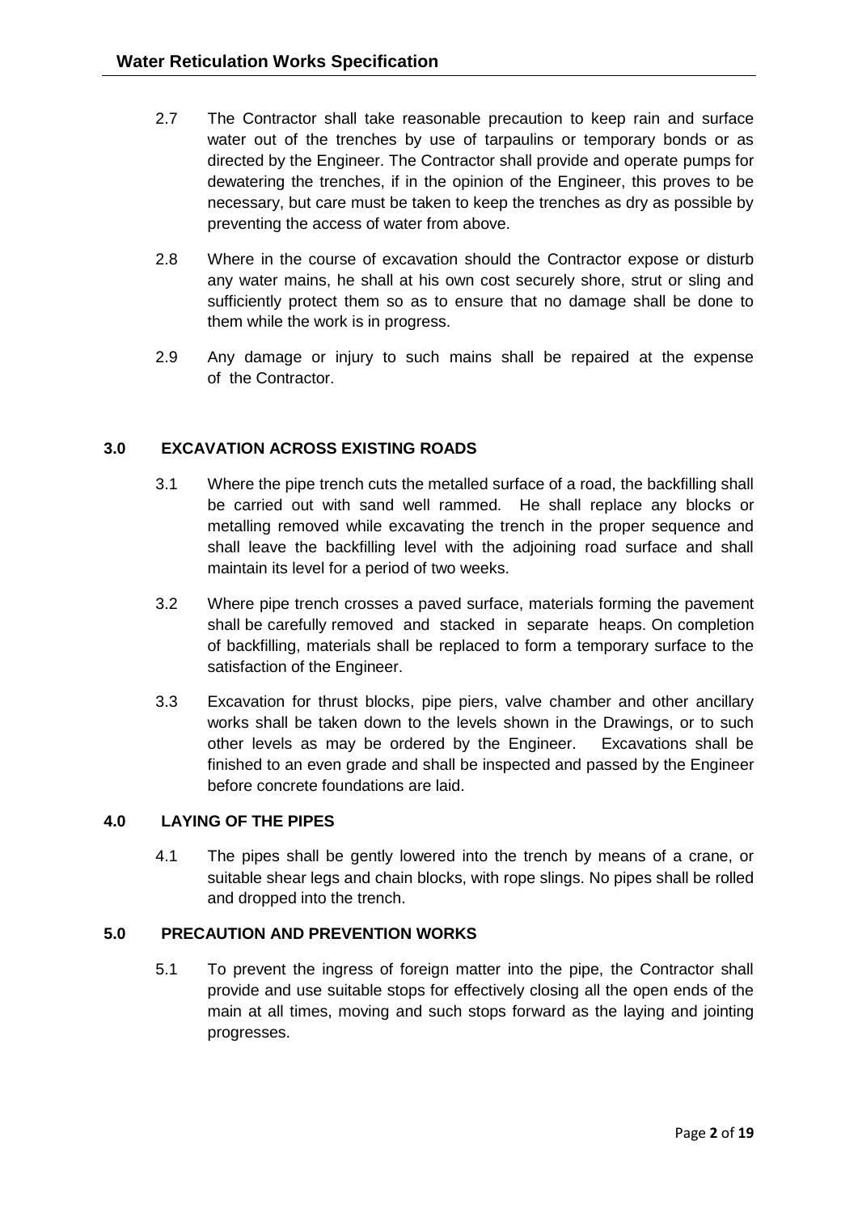2.7 The Contractor shall take reasonable precaution to keep rain and surface water out of the trenches by use of tarpaulins or temporary bonds or as directed by the Engineer. The Contractor shall provide and operate pumps for dewatering the trenches, if in the opinion of the Engineer, this proves to be necessary, but care must be taken to keep the trenches as dry as possible by preventing the access of water from above.

2.8 Where in the course of excavation should the Contractor expose or disturb any water mains, he shall at his own cost securely shore, strut or sling and sufficiently protect them so as to ensure that no damage shall be done to them while the work is in progress.

2.9 Any damage or injury to such mains shall be repaired at the expense of the Contractor.

## 3.0 EXCAVATION ACROSS EXISTING ROADS

3.1 Where the pipe trench cuts the metalled surface of a road, the backfilling shall be carried out with sand well rammed. He shall replace any blocks or metalling removed while excavating the trench in the proper sequence and shall leave the backfilling level with the adjoining road surface and shall maintain its level for a period of two weeks.

3.2 Where pipe trench crosses a paved surface, materials forming the pavement shall be carefully removed and stacked in separate heaps. On completion of backfilling, materials shall be replaced to form a temporary surface to the satisfaction of the Engineer.

3.3 Excavation for thrust blocks, pipe piers, valve chamber and other ancillary works shall be taken down to the levels shown in the Drawings, or to such other levels as may be ordered by the Engineer. Excavations shall be finished to an even grade and shall be inspected and passed by the Engineer before concrete foundations are laid.

## 4.0 LAYING OF THE PIPES

4.1 The pipes shall be gently lowered into the trench by means of a crane, or suitable shear legs and chain blocks, with rope slings. No pipes shall be rolled and dropped into the trench.

## 5.0 PRECAUTION AND PREVENTION WORKS

5.1 To prevent the ingress of foreign matter into the pipe, the Contractor shall provide and use suitable stops for effectively closing all the open ends of the main at all times, moving and such stops forward as the laying and jointing progresses.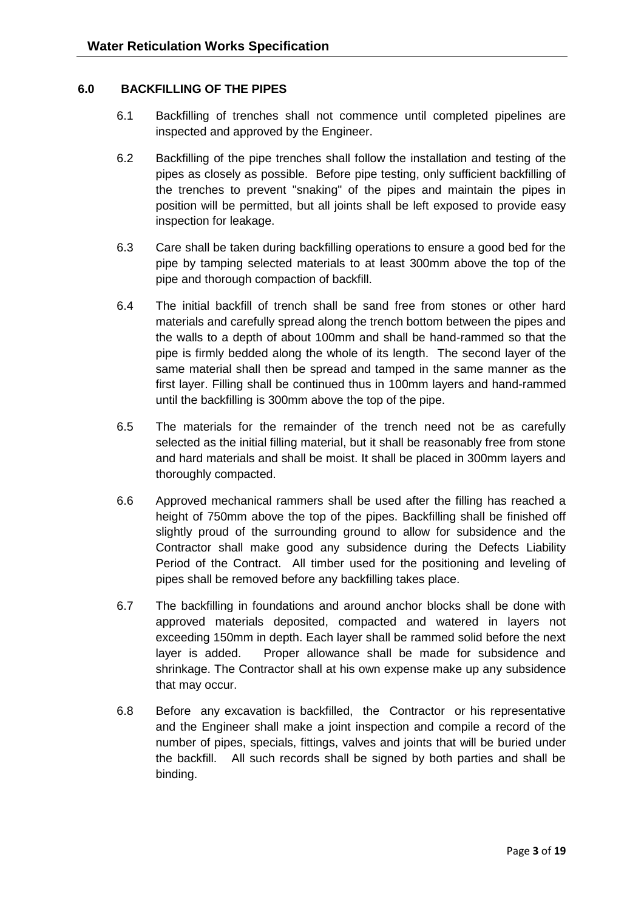## 6.0 BACKFILLING OF THE PIPES

6.1 Backfilling of trenches shall not commence until completed pipelines are inspected and approved by the Engineer.

6.2 Backfilling of the pipe trenches shall follow the installation and testing of the pipes as closely as possible. Before pipe testing, only sufficient backfilling of the trenches to prevent "snaking" of the pipes and maintain the pipes in position will be permitted, but all joints shall be left exposed to provide easy inspection for leakage.

6.3 Care shall be taken during backfilling operations to ensure a good bed for the pipe by tamping selected materials to at least 300mm above the top of the pipe and thorough compaction of backfill.

6.4 The initial backfill of trench shall be sand free from stones or other hard materials and carefully spread along the trench bottom between the pipes and the walls to a depth of about 100mm and shall be hand-rammed so that the pipe is firmly bedded along the whole of its length. The second layer of the same material shall then be spread and tamped in the same manner as the first layer. Filling shall be continued thus in 100mm layers and hand-rammed until the backfilling is 300mm above the top of the pipe.

6.5 The materials for the remainder of the trench need not be as carefully selected as the initial filling material, but it shall be reasonably free from stone and hard materials and shall be moist. It shall be placed in 300mm layers and thoroughly compacted.

6.6 Approved mechanical rammers shall be used after the filling has reached a height of 750mm above the top of the pipes. Backfilling shall be finished off slightly proud of the surrounding ground to allow for subsidence and the Contractor shall make good any subsidence during the Defects Liability Period of the Contract. All timber used for the positioning and leveling of pipes shall be removed before any backfilling takes place.

6.7 The backfilling in foundations and around anchor blocks shall be done with approved materials deposited, compacted and watered in layers not exceeding 150mm in depth. Each layer shall be rammed solid before the next layer is added. Proper allowance shall be made for subsidence and shrinkage. The Contractor shall at his own expense make up any subsidence that may occur.

6.8 Before any excavation is backfilled, the Contractor or his representative and the Engineer shall make a joint inspection and compile a record of the number of pipes, specials, fittings, valves and joints that will be buried under the backfill. All such records shall be signed by both parties and shall be binding.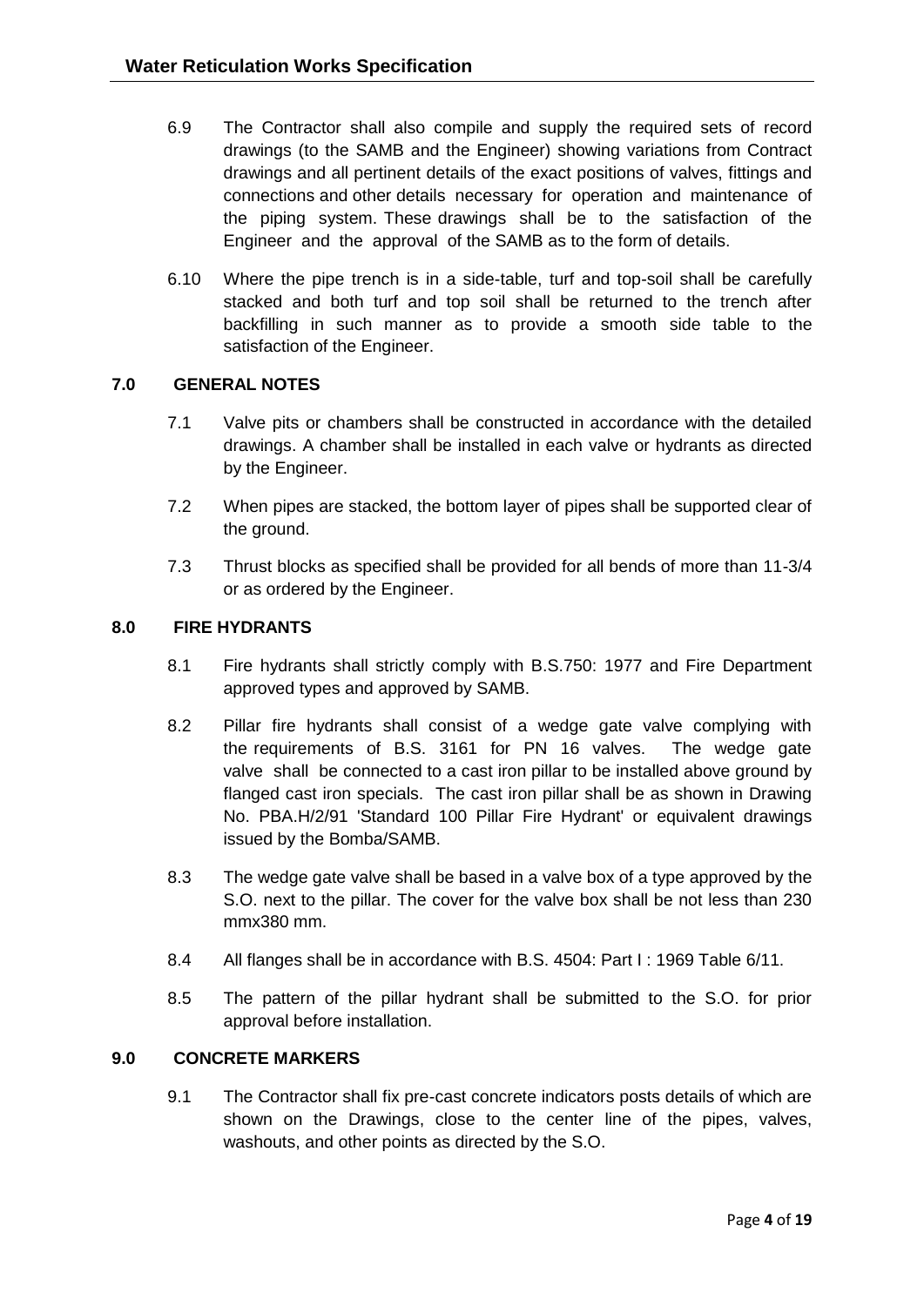6.9 The Contractor shall also compile and supply the required sets of record drawings (to the SAMB and the Engineer) showing variations from Contract drawings and all pertinent details of the exact positions of valves, fittings and connections and other details necessary for operation and maintenance of the piping system. These drawings shall be to the satisfaction of the Engineer and the approval of the SAMB as to the form of details.

6.10 Where the pipe trench is in a side-table, turf and top-soil shall be carefully stacked and both turf and top soil shall be returned to the trench after backfilling in such manner as to provide a smooth side table to the satisfaction of the Engineer.

## 7.0 GENERAL NOTES

7.1 Valve pits or chambers shall be constructed in accordance with the detailed drawings. A chamber shall be installed in each valve or hydrants as directed by the Engineer.

7.2 When pipes are stacked, the bottom layer of pipes shall be supported clear of the ground.

7.3 Thrust blocks as specified shall be provided for all bends of more than 11-3/4 or as ordered by the Engineer.

## 8.0 FIRE HYDRANTS

8.1 Fire hydrants shall strictly comply with B.S.750: 1977 and Fire Department approved types and approved by SAMB.

8.2 Pillar fire hydrants shall consist of a wedge gate valve complying with the requirements of B.S. 3161 for PN 16 valves. The wedge gate valve shall be connected to a cast iron pillar to be installed above ground by flanged cast iron specials. The cast iron pillar shall be as shown in Drawing No. PBA.H/2/91 'Standard 100 Pillar Fire Hydrant' or equivalent drawings issued by the Bomba/SAMB.

8.3 The wedge gate valve shall be based in a valve box of a type approved by the S.O. next to the pillar. The cover for the valve box shall be not less than 230 mmx380 mm.

8.4 All flanges shall be in accordance with B.S. 4504: Part I : 1969 Table 6/11.

8.5 The pattern of the pillar hydrant shall be submitted to the S.O. for prior approval before installation.

## 9.0 CONCRETE MARKERS

9.1 The Contractor shall fix pre-cast concrete indicators posts details of which are shown on the Drawings, close to the center line of the pipes, valves, washouts, and other points as directed by the S.O.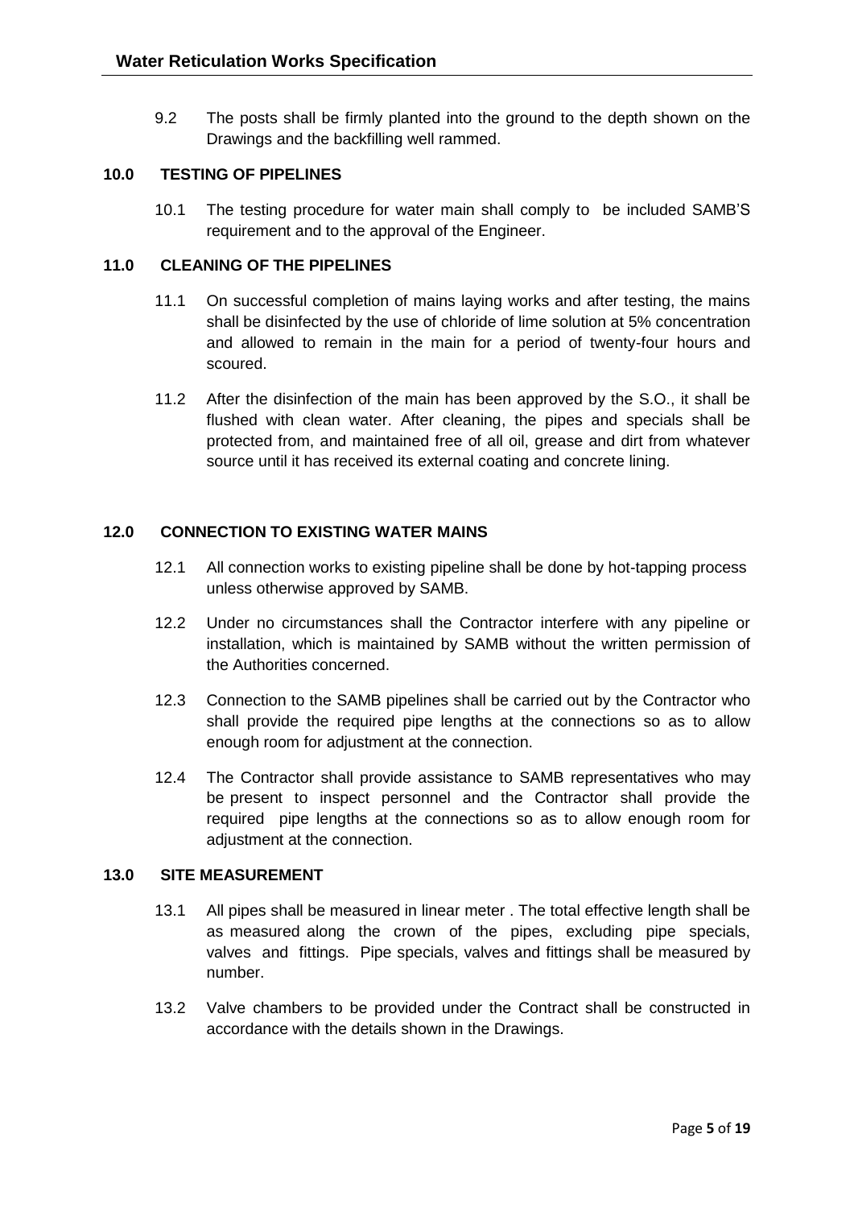9.2 The posts shall be firmly planted into the ground to the depth shown on the Drawings and the backfilling well rammed.

## 10.0 TESTING OF PIPELINES

10.1 The testing procedure for water main shall comply to be included SAMB'S requirement and to the approval of the Engineer.

## 11.0 CLEANING OF THE PIPELINES

11.1 On successful completion of mains laying works and after testing, the mains shall be disinfected by the use of chloride of lime solution at 5% concentration and allowed to remain in the main for a period of twenty-four hours and scoured.

11.2 After the disinfection of the main has been approved by the S.O., it shall be flushed with clean water. After cleaning, the pipes and specials shall be protected from, and maintained free of all oil, grease and dirt from whatever source until it has received its external coating and concrete lining.

## 12.0 CONNECTION TO EXISTING WATER MAINS

12.1 All connection works to existing pipeline shall be done by hot-tapping process unless otherwise approved by SAMB.

12.2 Under no circumstances shall the Contractor interfere with any pipeline or installation, which is maintained by SAMB without the written permission of the Authorities concerned.

12.3 Connection to the SAMB pipelines shall be carried out by the Contractor who shall provide the required pipe lengths at the connections so as to allow enough room for adjustment at the connection.

12.4 The Contractor shall provide assistance to SAMB representatives who may be present to inspect personnel and the Contractor shall provide the required pipe lengths at the connections so as to allow enough room for adjustment at the connection.

## 13.0 SITE MEASUREMENT

13.1 All pipes shall be measured in linear meter . The total effective length shall be as measured along the crown of the pipes, excluding pipe specials, valves and fittings. Pipe specials, valves and fittings shall be measured by number.

13.2 Valve chambers to be provided under the Contract shall be constructed in accordance with the details shown in the Drawings.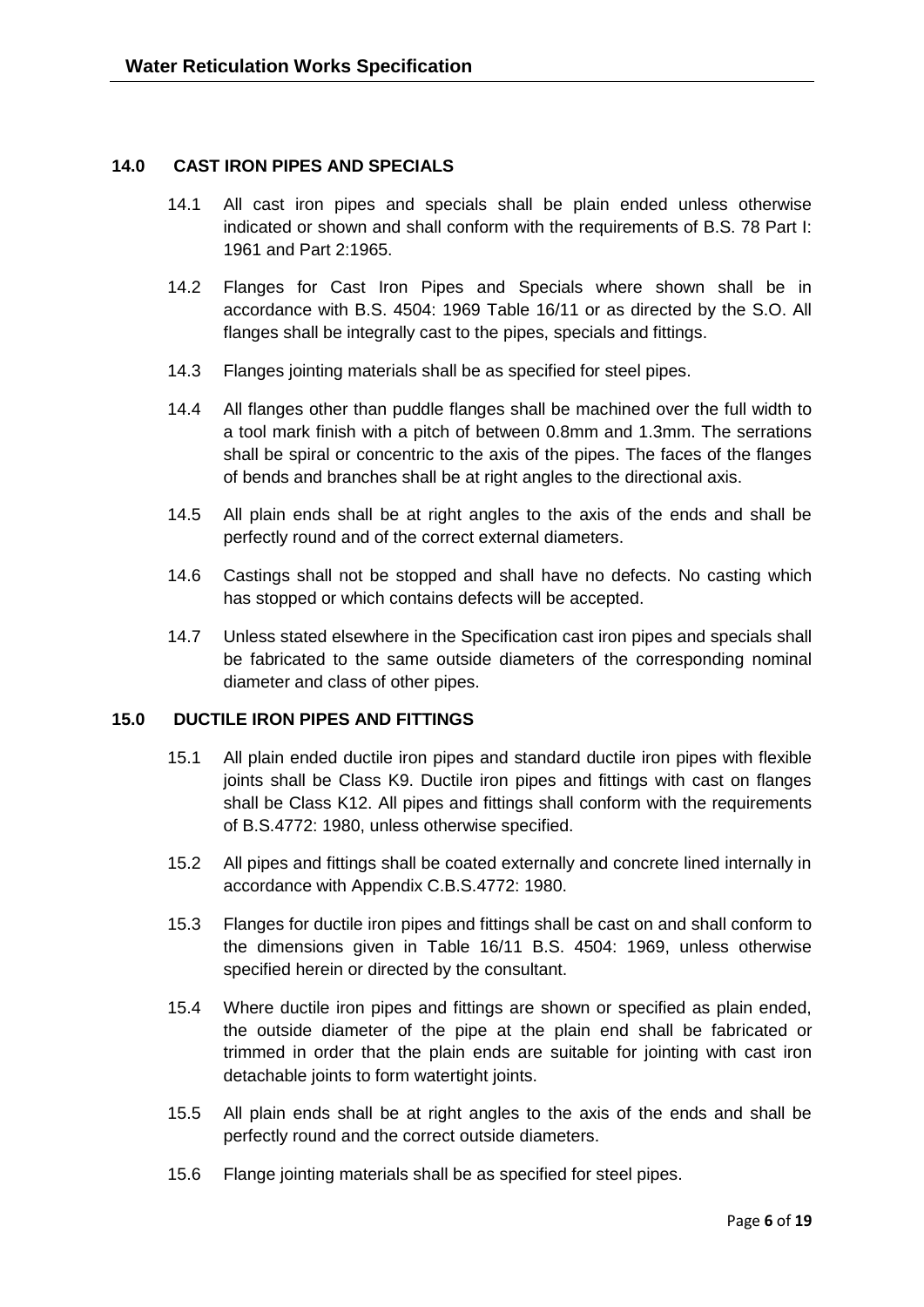## 14.0 CAST IRON PIPES AND SPECIALS

14.1 All cast iron pipes and specials shall be plain ended unless otherwise indicated or shown and shall conform with the requirements of B.S. 78 Part I: 1961 and Part 2:1965.

14.2 Flanges for Cast Iron Pipes and Specials where shown shall be in accordance with B.S. 4504: 1969 Table 16/11 or as directed by the S.O. All flanges shall be integrally cast to the pipes, specials and fittings.

14.3 Flanges jointing materials shall be as specified for steel pipes.

14.4 All flanges other than puddle flanges shall be machined over the full width to a tool mark finish with a pitch of between 0.8mm and 1.3mm. The serrations shall be spiral or concentric to the axis of the pipes. The faces of the flanges of bends and branches shall be at right angles to the directional axis.

14.5 All plain ends shall be at right angles to the axis of the ends and shall be perfectly round and of the correct external diameters.

14.6 Castings shall not be stopped and shall have no defects. No casting which has stopped or which contains defects will be accepted.

14.7 Unless stated elsewhere in the Specification cast iron pipes and specials shall be fabricated to the same outside diameters of the corresponding nominal diameter and class of other pipes.

## 15.0 DUCTILE IRON PIPES AND FITTINGS

15.1 All plain ended ductile iron pipes and standard ductile iron pipes with flexible joints shall be Class K9. Ductile iron pipes and fittings with cast on flanges shall be Class K12. All pipes and fittings shall conform with the requirements of B.S.4772: 1980, unless otherwise specified.

15.2 All pipes and fittings shall be coated externally and concrete lined internally in accordance with Appendix C.B.S.4772: 1980.

15.3 Flanges for ductile iron pipes and fittings shall be cast on and shall conform to the dimensions given in Table 16/11 B.S. 4504: 1969, unless otherwise specified herein or directed by the consultant.

15.4 Where ductile iron pipes and fittings are shown or specified as plain ended, the outside diameter of the pipe at the plain end shall be fabricated or trimmed in order that the plain ends are suitable for jointing with cast iron detachable joints to form watertight joints.

15.5 All plain ends shall be at right angles to the axis of the ends and shall be perfectly round and the correct outside diameters.

15.6 Flange jointing materials shall be as specified for steel pipes.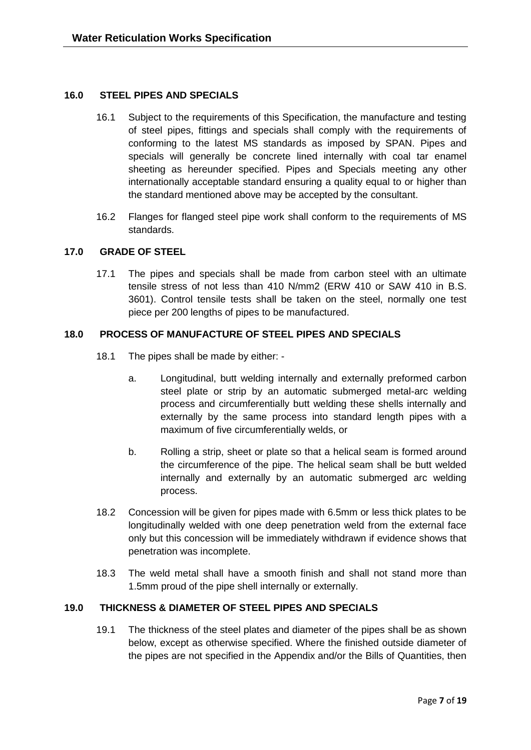## 16.0 STEEL PIPES AND SPECIALS

16.1 Subject to the requirements of this Specification, the manufacture and testing of steel pipes, fittings and specials shall comply with the requirements of conforming to the latest MS standards as imposed by SPAN. Pipes and specials will generally be concrete lined internally with coal tar enamel sheeting as hereunder specified. Pipes and Specials meeting any other internationally acceptable standard ensuring a quality equal to or higher than the standard mentioned above may be accepted by the consultant.

16.2 Flanges for flanged steel pipe work shall conform to the requirements of MS standards.

## 17.0 GRADE OF STEEL

17.1 The pipes and specials shall be made from carbon steel with an ultimate tensile stress of not less than 410 N/mm2 (ERW 410 or SAW 410 in B.S. 3601). Control tensile tests shall be taken on the steel, normally one test piece per 200 lengths of pipes to be manufactured.

## 18.0 PROCESS OF MANUFACTURE OF STEEL PIPES AND SPECIALS

18.1 The pipes shall be made by either: -

a. Longitudinal, butt welding internally and externally preformed carbon steel plate or strip by an automatic submerged metal-arc welding process and circumferentially butt welding these shells internally and externally by the same process into standard length pipes with a maximum of five circumferentially welds, or

b. Rolling a strip, sheet or plate so that a helical seam is formed around the circumference of the pipe. The helical seam shall be butt welded internally and externally by an automatic submerged arc welding process.

18.2 Concession will be given for pipes made with 6.5mm or less thick plates to be longitudinally welded with one deep penetration weld from the external face only but this concession will be immediately withdrawn if evidence shows that penetration was incomplete.

18.3 The weld metal shall have a smooth finish and shall not stand more than 1.5mm proud of the pipe shell internally or externally.

## 19.0 THICKNESS & DIAMETER OF STEEL PIPES AND SPECIALS

19.1 The thickness of the steel plates and diameter of the pipes shall be as shown below, except as otherwise specified. Where the finished outside diameter of the pipes are not specified in the Appendix and/or the Bills of Quantities, then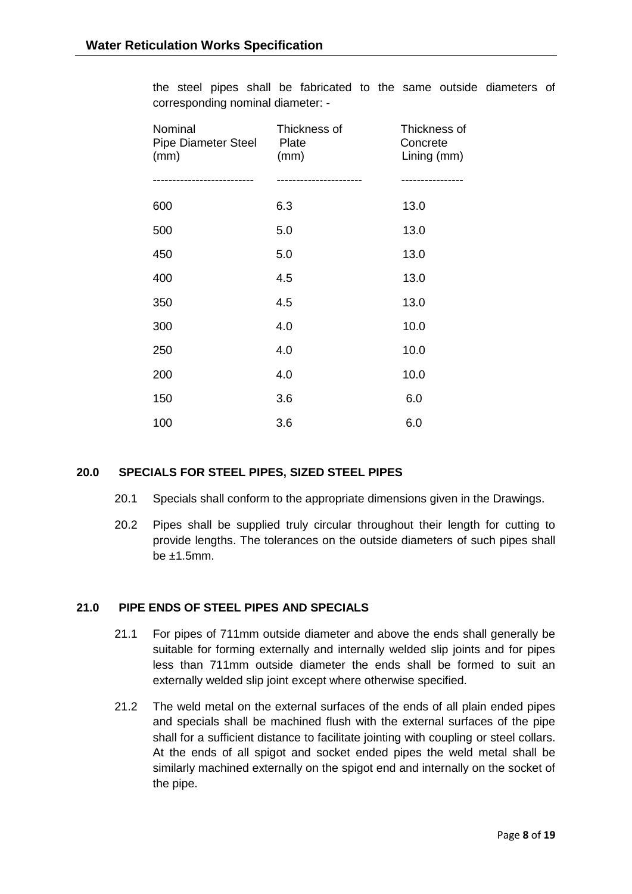the steel pipes shall be fabricated to the same outside diameters of corresponding nominal diameter: -

| Nominal Pipe Diameter Steel (mm) | Thickness of Plate (mm) | Thickness of Concrete Lining (mm) |
|---|---|---|
| 600 | 6.3 | 13.0 |
| 500 | 5.0 | 13.0 |
| 450 | 5.0 | 13.0 |
| 400 | 4.5 | 13.0 |
| 350 | 4.5 | 13.0 |
| 300 | 4.0 | 10.0 |
| 250 | 4.0 | 10.0 |
| 200 | 4.0 | 10.0 |
| 150 | 3.6 | 6.0 |
| 100 | 3.6 | 6.0 |

## 20.0 SPECIALS FOR STEEL PIPES, SIZED STEEL PIPES

20.1 Specials shall conform to the appropriate dimensions given in the Drawings.

20.2 Pipes shall be supplied truly circular throughout their length for cutting to provide lengths. The tolerances on the outside diameters of such pipes shall be ±1.5mm.

## 21.0 PIPE ENDS OF STEEL PIPES AND SPECIALS

21.1 For pipes of 711mm outside diameter and above the ends shall generally be suitable for forming externally and internally welded slip joints and for pipes less than 711mm outside diameter the ends shall be formed to suit an externally welded slip joint except where otherwise specified.

21.2 The weld metal on the external surfaces of the ends of all plain ended pipes and specials shall be machined flush with the external surfaces of the pipe shall for a sufficient distance to facilitate jointing with coupling or steel collars. At the ends of all spigot and socket ended pipes the weld metal shall be similarly machined externally on the spigot end and internally on the socket of the pipe.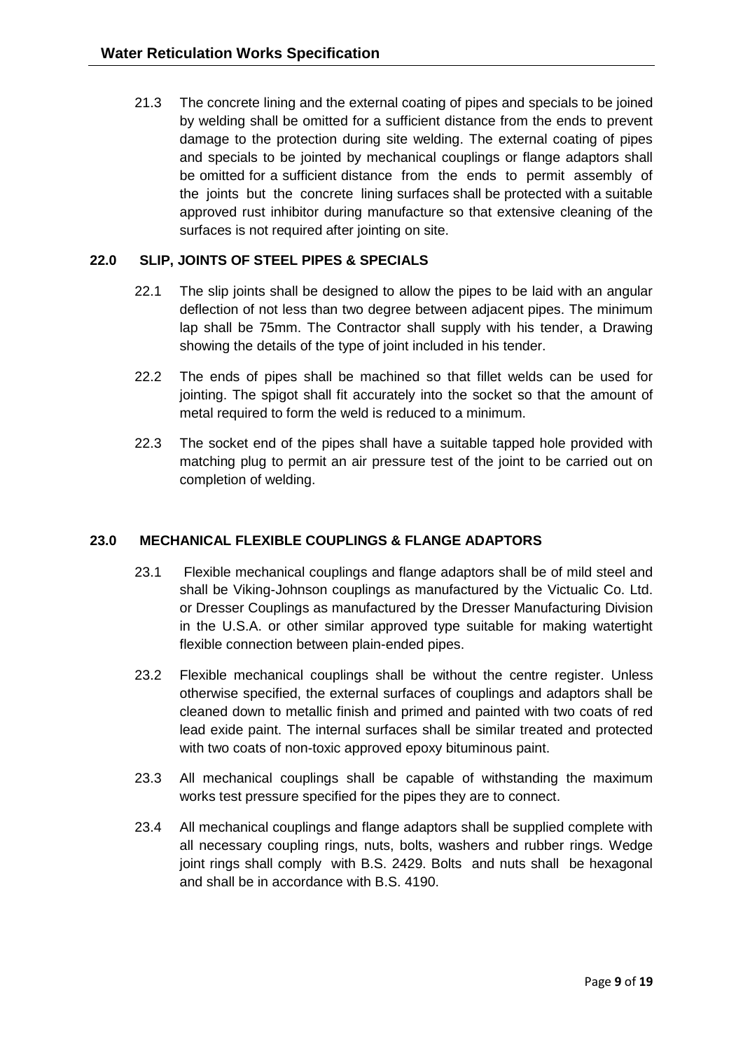21.3 The concrete lining and the external coating of pipes and specials to be joined by welding shall be omitted for a sufficient distance from the ends to prevent damage to the protection during site welding. The external coating of pipes and specials to be jointed by mechanical couplings or flange adaptors shall be omitted for a sufficient distance from the ends to permit assembly of the joints but the concrete lining surfaces shall be protected with a suitable approved rust inhibitor during manufacture so that extensive cleaning of the surfaces is not required after jointing on site.

## 22.0 SLIP, JOINTS OF STEEL PIPES & SPECIALS

22.1 The slip joints shall be designed to allow the pipes to be laid with an angular deflection of not less than two degree between adjacent pipes. The minimum lap shall be 75mm. The Contractor shall supply with his tender, a Drawing showing the details of the type of joint included in his tender.

22.2 The ends of pipes shall be machined so that fillet welds can be used for jointing. The spigot shall fit accurately into the socket so that the amount of metal required to form the weld is reduced to a minimum.

22.3 The socket end of the pipes shall have a suitable tapped hole provided with matching plug to permit an air pressure test of the joint to be carried out on completion of welding.

## 23.0 MECHANICAL FLEXIBLE COUPLINGS & FLANGE ADAPTORS

23.1 Flexible mechanical couplings and flange adaptors shall be of mild steel and shall be Viking-Johnson couplings as manufactured by the Victualic Co. Ltd. or Dresser Couplings as manufactured by the Dresser Manufacturing Division in the U.S.A. or other similar approved type suitable for making watertight flexible connection between plain-ended pipes.

23.2 Flexible mechanical couplings shall be without the centre register. Unless otherwise specified, the external surfaces of couplings and adaptors shall be cleaned down to metallic finish and primed and painted with two coats of red lead exide paint. The internal surfaces shall be similar treated and protected with two coats of non-toxic approved epoxy bituminous paint.

23.3 All mechanical couplings shall be capable of withstanding the maximum works test pressure specified for the pipes they are to connect.

23.4 All mechanical couplings and flange adaptors shall be supplied complete with all necessary coupling rings, nuts, bolts, washers and rubber rings. Wedge joint rings shall comply with B.S. 2429. Bolts and nuts shall be hexagonal and shall be in accordance with B.S. 4190.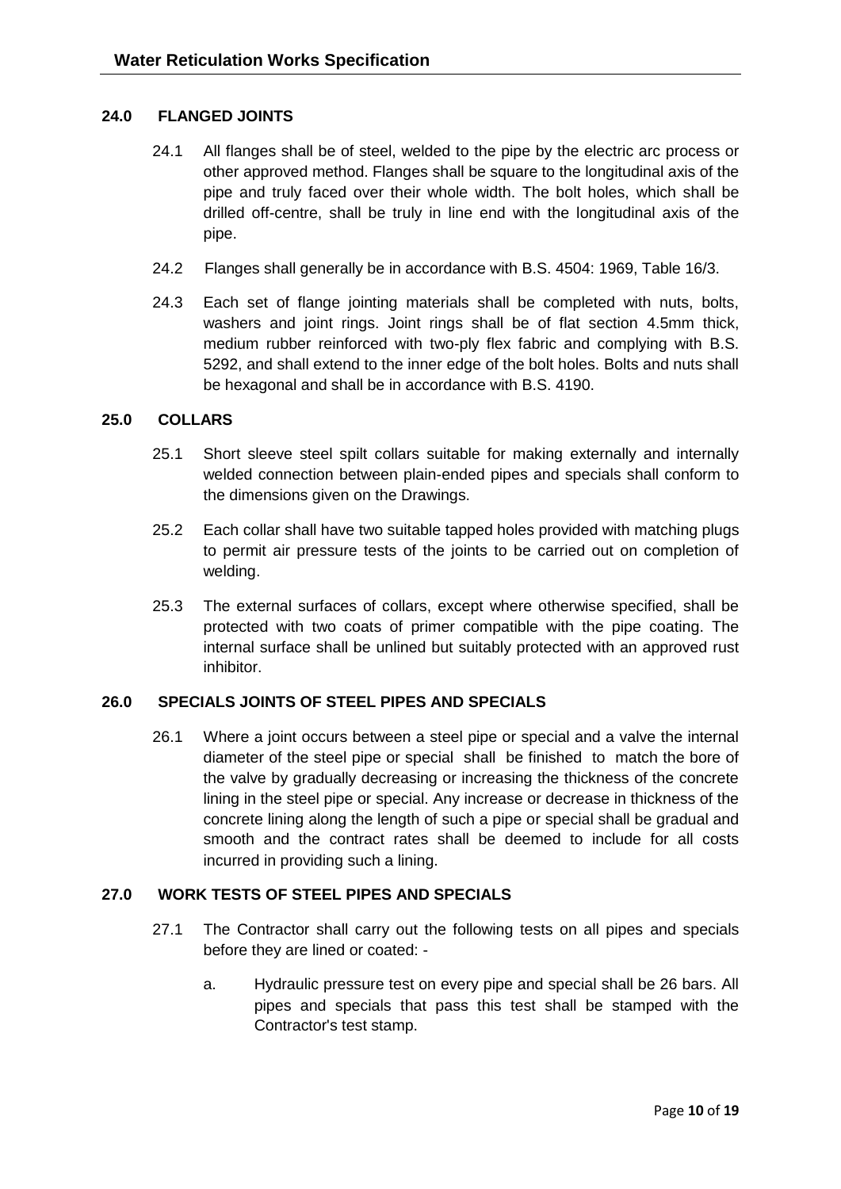## 24.0 FLANGED JOINTS

24.1 All flanges shall be of steel, welded to the pipe by the electric arc process or other approved method. Flanges shall be square to the longitudinal axis of the pipe and truly faced over their whole width. The bolt holes, which shall be drilled off-centre, shall be truly in line end with the longitudinal axis of the pipe.

24.2 Flanges shall generally be in accordance with B.S. 4504: 1969, Table 16/3.

24.3 Each set of flange jointing materials shall be completed with nuts, bolts, washers and joint rings. Joint rings shall be of flat section 4.5mm thick, medium rubber reinforced with two-ply flex fabric and complying with B.S. 5292, and shall extend to the inner edge of the bolt holes. Bolts and nuts shall be hexagonal and shall be in accordance with B.S. 4190.

## 25.0 COLLARS

25.1 Short sleeve steel spilt collars suitable for making externally and internally welded connection between plain-ended pipes and specials shall conform to the dimensions given on the Drawings.

25.2 Each collar shall have two suitable tapped holes provided with matching plugs to permit air pressure tests of the joints to be carried out on completion of welding.

25.3 The external surfaces of collars, except where otherwise specified, shall be protected with two coats of primer compatible with the pipe coating. The internal surface shall be unlined but suitably protected with an approved rust inhibitor.

## 26.0 SPECIALS JOINTS OF STEEL PIPES AND SPECIALS

26.1 Where a joint occurs between a steel pipe or special and a valve the internal diameter of the steel pipe or special shall be finished to match the bore of the valve by gradually decreasing or increasing the thickness of the concrete lining in the steel pipe or special. Any increase or decrease in thickness of the concrete lining along the length of such a pipe or special shall be gradual and smooth and the contract rates shall be deemed to include for all costs incurred in providing such a lining.

## 27.0 WORK TESTS OF STEEL PIPES AND SPECIALS

27.1 The Contractor shall carry out the following tests on all pipes and specials before they are lined or coated: -

a. Hydraulic pressure test on every pipe and special shall be 26 bars. All pipes and specials that pass this test shall be stamped with the Contractor's test stamp.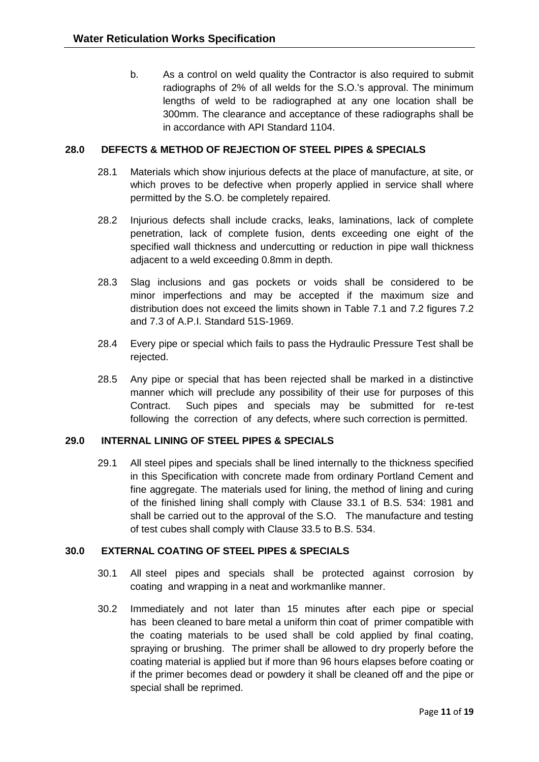b. As a control on weld quality the Contractor is also required to submit radiographs of 2% of all welds for the S.O.'s approval. The minimum lengths of weld to be radiographed at any one location shall be 300mm. The clearance and acceptance of these radiographs shall be in accordance with API Standard 1104.

## 28.0 DEFECTS & METHOD OF REJECTION OF STEEL PIPES & SPECIALS

28.1 Materials which show injurious defects at the place of manufacture, at site, or which proves to be defective when properly applied in service shall where permitted by the S.O. be completely repaired.

28.2 Injurious defects shall include cracks, leaks, laminations, lack of complete penetration, lack of complete fusion, dents exceeding one eight of the specified wall thickness and undercutting or reduction in pipe wall thickness adjacent to a weld exceeding 0.8mm in depth.

28.3 Slag inclusions and gas pockets or voids shall be considered to be minor imperfections and may be accepted if the maximum size and distribution does not exceed the limits shown in Table 7.1 and 7.2 figures 7.2 and 7.3 of A.P.I. Standard 51S-1969.

28.4 Every pipe or special which fails to pass the Hydraulic Pressure Test shall be rejected.

28.5 Any pipe or special that has been rejected shall be marked in a distinctive manner which will preclude any possibility of their use for purposes of this Contract. Such pipes and specials may be submitted for re-test following the correction of any defects, where such correction is permitted.

## 29.0 INTERNAL LINING OF STEEL PIPES & SPECIALS

29.1 All steel pipes and specials shall be lined internally to the thickness specified in this Specification with concrete made from ordinary Portland Cement and fine aggregate. The materials used for lining, the method of lining and curing of the finished lining shall comply with Clause 33.1 of B.S. 534: 1981 and shall be carried out to the approval of the S.O. The manufacture and testing of test cubes shall comply with Clause 33.5 to B.S. 534.

## 30.0 EXTERNAL COATING OF STEEL PIPES & SPECIALS

30.1 All steel pipes and specials shall be protected against corrosion by coating and wrapping in a neat and workmanlike manner.

30.2 Immediately and not later than 15 minutes after each pipe or special has been cleaned to bare metal a uniform thin coat of primer compatible with the coating materials to be used shall be cold applied by final coating, spraying or brushing. The primer shall be allowed to dry properly before the coating material is applied but if more than 96 hours elapses before coating or if the primer becomes dead or powdery it shall be cleaned off and the pipe or special shall be reprimed.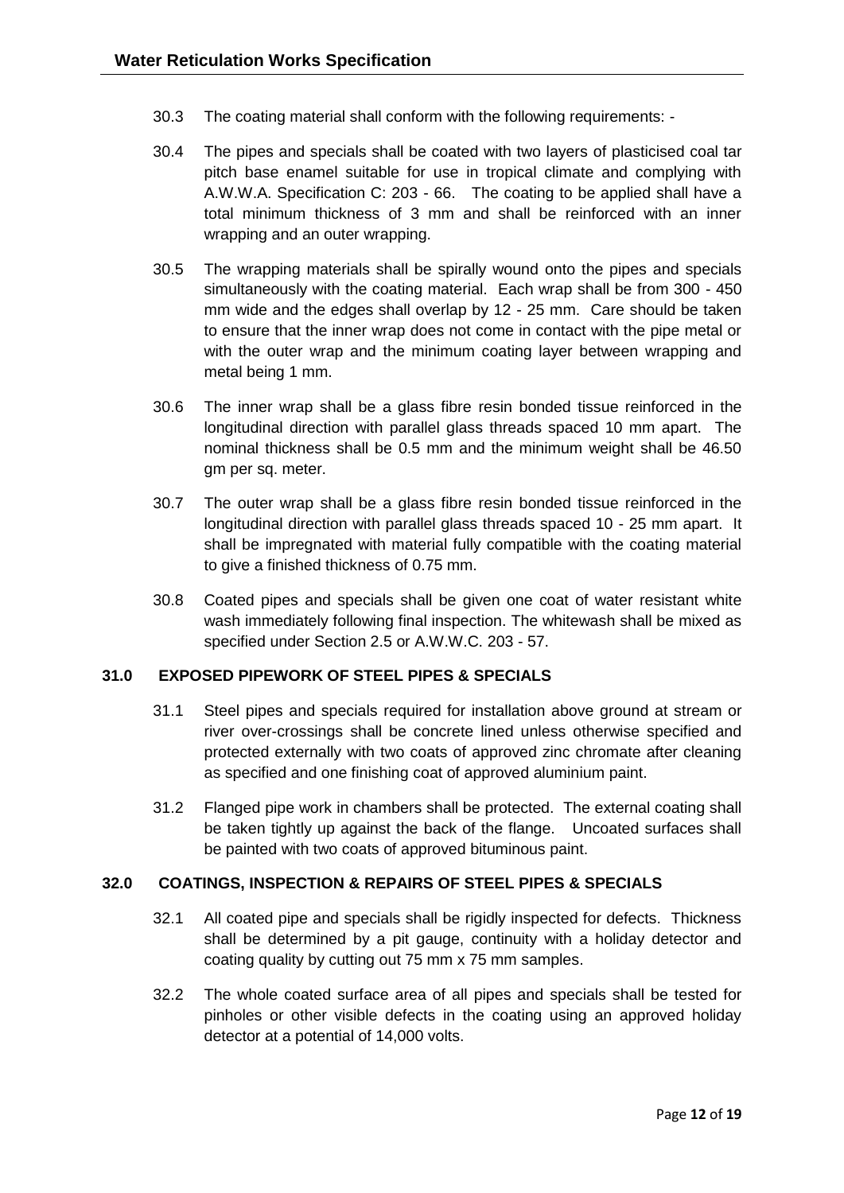30.3 The coating material shall conform with the following requirements: -

30.4 The pipes and specials shall be coated with two layers of plasticised coal tar pitch base enamel suitable for use in tropical climate and complying with A.W.W.A. Specification C: 203 - 66. The coating to be applied shall have a total minimum thickness of 3 mm and shall be reinforced with an inner wrapping and an outer wrapping.

30.5 The wrapping materials shall be spirally wound onto the pipes and specials simultaneously with the coating material. Each wrap shall be from 300 - 450 mm wide and the edges shall overlap by 12 - 25 mm. Care should be taken to ensure that the inner wrap does not come in contact with the pipe metal or with the outer wrap and the minimum coating layer between wrapping and metal being 1 mm.

30.6 The inner wrap shall be a glass fibre resin bonded tissue reinforced in the longitudinal direction with parallel glass threads spaced 10 mm apart. The nominal thickness shall be 0.5 mm and the minimum weight shall be 46.50 gm per sq. meter.

30.7 The outer wrap shall be a glass fibre resin bonded tissue reinforced in the longitudinal direction with parallel glass threads spaced 10 - 25 mm apart. It shall be impregnated with material fully compatible with the coating material to give a finished thickness of 0.75 mm.

30.8 Coated pipes and specials shall be given one coat of water resistant white wash immediately following final inspection. The whitewash shall be mixed as specified under Section 2.5 or A.W.W.C. 203 - 57.

## 31.0 EXPOSED PIPEWORK OF STEEL PIPES & SPECIALS

31.1 Steel pipes and specials required for installation above ground at stream or river over-crossings shall be concrete lined unless otherwise specified and protected externally with two coats of approved zinc chromate after cleaning as specified and one finishing coat of approved aluminium paint.

31.2 Flanged pipe work in chambers shall be protected. The external coating shall be taken tightly up against the back of the flange. Uncoated surfaces shall be painted with two coats of approved bituminous paint.

## 32.0 COATINGS, INSPECTION & REPAIRS OF STEEL PIPES & SPECIALS

32.1 All coated pipe and specials shall be rigidly inspected for defects. Thickness shall be determined by a pit gauge, continuity with a holiday detector and coating quality by cutting out 75 mm x 75 mm samples.

32.2 The whole coated surface area of all pipes and specials shall be tested for pinholes or other visible defects in the coating using an approved holiday detector at a potential of 14,000 volts.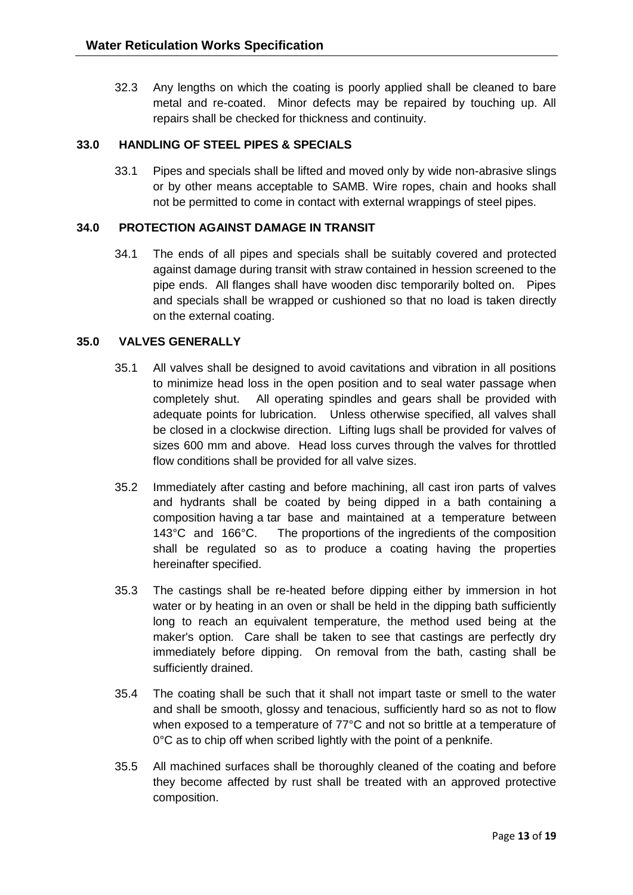32.3 Any lengths on which the coating is poorly applied shall be cleaned to bare metal and re-coated. Minor defects may be repaired by touching up. All repairs shall be checked for thickness and continuity.

## 33.0 HANDLING OF STEEL PIPES & SPECIALS

33.1 Pipes and specials shall be lifted and moved only by wide non-abrasive slings or by other means acceptable to SAMB. Wire ropes, chain and hooks shall not be permitted to come in contact with external wrappings of steel pipes.

## 34.0 PROTECTION AGAINST DAMAGE IN TRANSIT

34.1 The ends of all pipes and specials shall be suitably covered and protected against damage during transit with straw contained in hession screened to the pipe ends. All flanges shall have wooden disc temporarily bolted on. Pipes and specials shall be wrapped or cushioned so that no load is taken directly on the external coating.

## 35.0 VALVES GENERALLY

35.1 All valves shall be designed to avoid cavitations and vibration in all positions to minimize head loss in the open position and to seal water passage when completely shut. All operating spindles and gears shall be provided with adequate points for lubrication. Unless otherwise specified, all valves shall be closed in a clockwise direction. Lifting lugs shall be provided for valves of sizes 600 mm and above. Head loss curves through the valves for throttled flow conditions shall be provided for all valve sizes.

35.2 Immediately after casting and before machining, all cast iron parts of valves and hydrants shall be coated by being dipped in a bath containing a composition having a tar base and maintained at a temperature between 143°C and 166°C. The proportions of the ingredients of the composition shall be regulated so as to produce a coating having the properties hereinafter specified.

35.3 The castings shall be re-heated before dipping either by immersion in hot water or by heating in an oven or shall be held in the dipping bath sufficiently long to reach an equivalent temperature, the method used being at the maker's option. Care shall be taken to see that castings are perfectly dry immediately before dipping. On removal from the bath, casting shall be sufficiently drained.

35.4 The coating shall be such that it shall not impart taste or smell to the water and shall be smooth, glossy and tenacious, sufficiently hard so as not to flow when exposed to a temperature of 77°C and not so brittle at a temperature of 0°C as to chip off when scribed lightly with the point of a penknife.

35.5 All machined surfaces shall be thoroughly cleaned of the coating and before they become affected by rust shall be treated with an approved protective composition.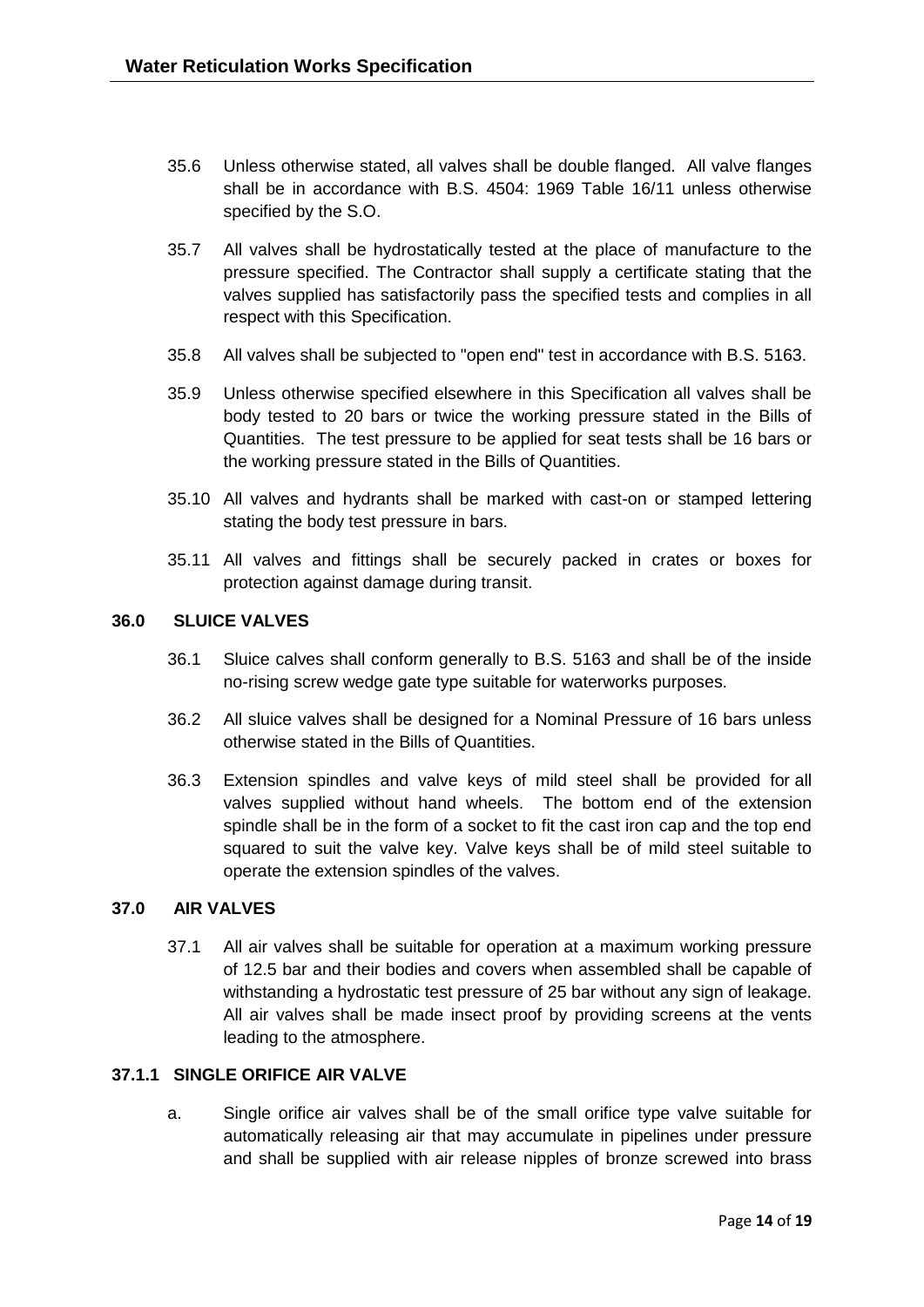35.6 Unless otherwise stated, all valves shall be double flanged. All valve flanges shall be in accordance with B.S. 4504: 1969 Table 16/11 unless otherwise specified by the S.O.

35.7 All valves shall be hydrostatically tested at the place of manufacture to the pressure specified. The Contractor shall supply a certificate stating that the valves supplied has satisfactorily pass the specified tests and complies in all respect with this Specification.

35.8 All valves shall be subjected to "open end" test in accordance with B.S. 5163.

35.9 Unless otherwise specified elsewhere in this Specification all valves shall be body tested to 20 bars or twice the working pressure stated in the Bills of Quantities. The test pressure to be applied for seat tests shall be 16 bars or the working pressure stated in the Bills of Quantities.

35.10 All valves and hydrants shall be marked with cast-on or stamped lettering stating the body test pressure in bars.

35.11 All valves and fittings shall be securely packed in crates or boxes for protection against damage during transit.

## 36.0 SLUICE VALVES

36.1 Sluice calves shall conform generally to B.S. 5163 and shall be of the inside no-rising screw wedge gate type suitable for waterworks purposes.

36.2 All sluice valves shall be designed for a Nominal Pressure of 16 bars unless otherwise stated in the Bills of Quantities.

36.3 Extension spindles and valve keys of mild steel shall be provided for all valves supplied without hand wheels. The bottom end of the extension spindle shall be in the form of a socket to fit the cast iron cap and the top end squared to suit the valve key. Valve keys shall be of mild steel suitable to operate the extension spindles of the valves.

## 37.0 AIR VALVES

37.1 All air valves shall be suitable for operation at a maximum working pressure of 12.5 bar and their bodies and covers when assembled shall be capable of withstanding a hydrostatic test pressure of 25 bar without any sign of leakage. All air valves shall be made insect proof by providing screens at the vents leading to the atmosphere.

### 37.1.1 SINGLE ORIFICE AIR VALVE

a. Single orifice air valves shall be of the small orifice type valve suitable for automatically releasing air that may accumulate in pipelines under pressure and shall be supplied with air release nipples of bronze screwed into brass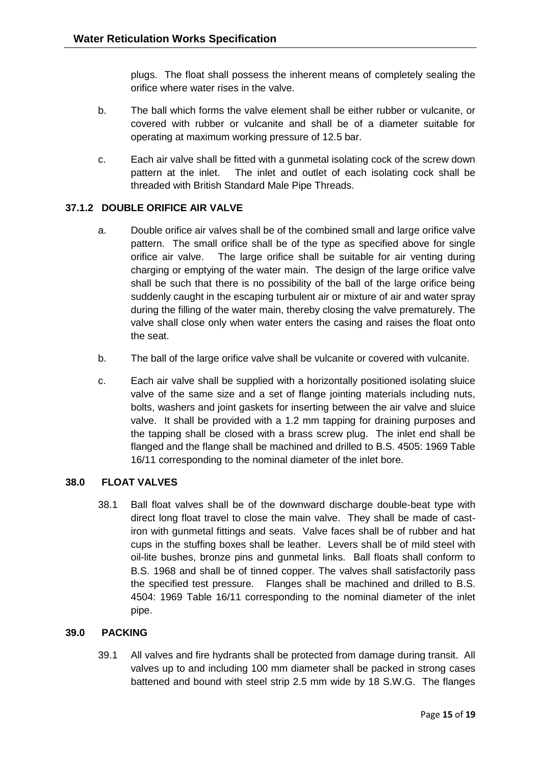plugs. The float shall possess the inherent means of completely sealing the orifice where water rises in the valve.

b. The ball which forms the valve element shall be either rubber or vulcanite, or covered with rubber or vulcanite and shall be of a diameter suitable for operating at maximum working pressure of 12.5 bar.

c. Each air valve shall be fitted with a gunmetal isolating cock of the screw down pattern at the inlet. The inlet and outlet of each isolating cock shall be threaded with British Standard Male Pipe Threads.

### 37.1.2 DOUBLE ORIFICE AIR VALVE

a. Double orifice air valves shall be of the combined small and large orifice valve pattern. The small orifice shall be of the type as specified above for single orifice air valve. The large orifice shall be suitable for air venting during charging or emptying of the water main. The design of the large orifice valve shall be such that there is no possibility of the ball of the large orifice being suddenly caught in the escaping turbulent air or mixture of air and water spray during the filling of the water main, thereby closing the valve prematurely. The valve shall close only when water enters the casing and raises the float onto the seat.

b. The ball of the large orifice valve shall be vulcanite or covered with vulcanite.

c. Each air valve shall be supplied with a horizontally positioned isolating sluice valve of the same size and a set of flange jointing materials including nuts, bolts, washers and joint gaskets for inserting between the air valve and sluice valve. It shall be provided with a 1.2 mm tapping for draining purposes and the tapping shall be closed with a brass screw plug. The inlet end shall be flanged and the flange shall be machined and drilled to B.S. 4505: 1969 Table 16/11 corresponding to the nominal diameter of the inlet bore.

## 38.0 FLOAT VALVES

38.1 Ball float valves shall be of the downward discharge double-beat type with direct long float travel to close the main valve. They shall be made of cast-iron with gunmetal fittings and seats. Valve faces shall be of rubber and hat cups in the stuffing boxes shall be leather. Levers shall be of mild steel with oil-lite bushes, bronze pins and gunmetal links. Ball floats shall conform to B.S. 1968 and shall be of tinned copper. The valves shall satisfactorily pass the specified test pressure. Flanges shall be machined and drilled to B.S. 4504: 1969 Table 16/11 corresponding to the nominal diameter of the inlet pipe.

## 39.0 PACKING

39.1 All valves and fire hydrants shall be protected from damage during transit. All valves up to and including 100 mm diameter shall be packed in strong cases battened and bound with steel strip 2.5 mm wide by 18 S.W.G. The flanges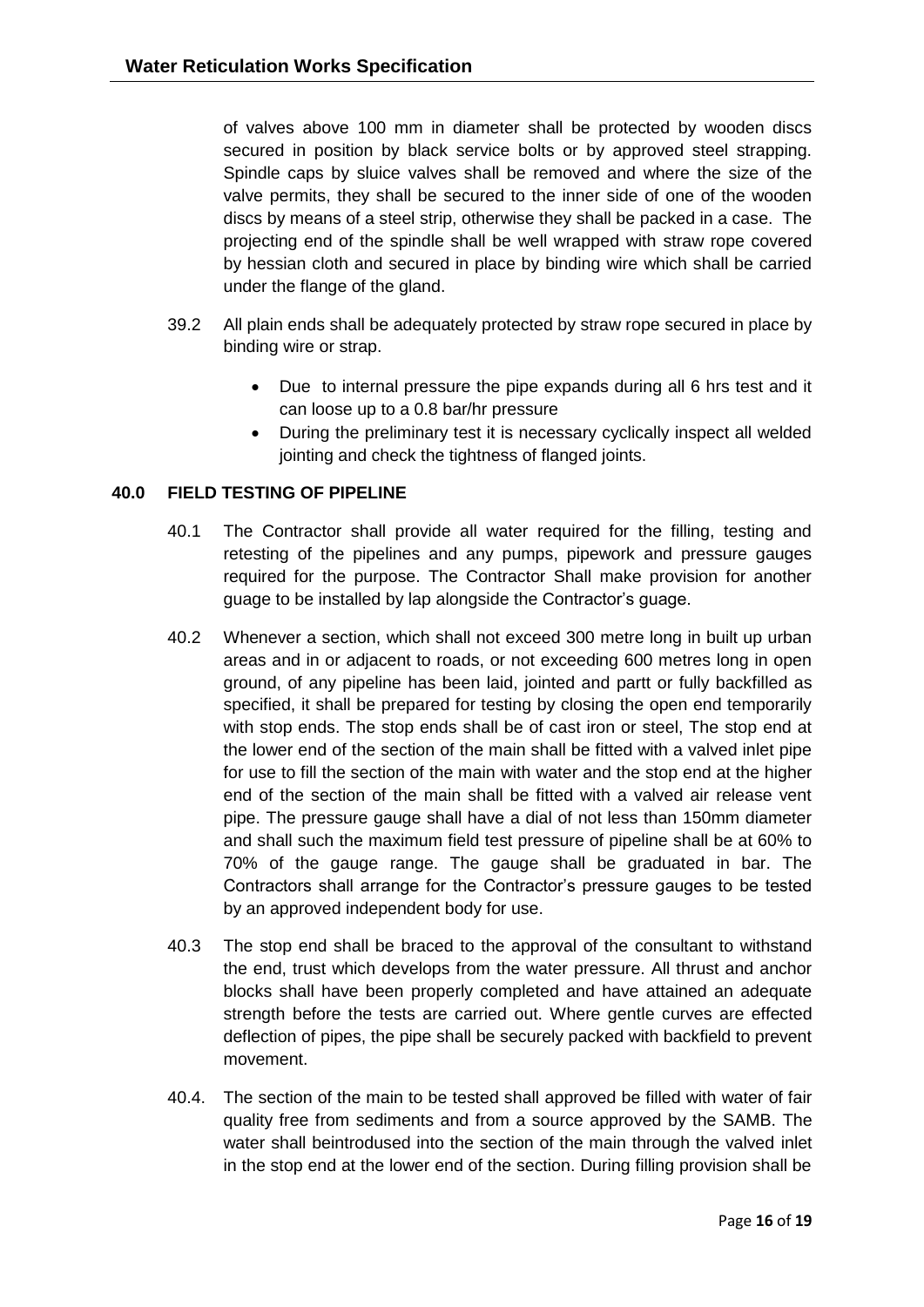of valves above 100 mm in diameter shall be protected by wooden discs secured in position by black service bolts or by approved steel strapping. Spindle caps by sluice valves shall be removed and where the size of the valve permits, they shall be secured to the inner side of one of the wooden discs by means of a steel strip, otherwise they shall be packed in a case. The projecting end of the spindle shall be well wrapped with straw rope covered by hessian cloth and secured in place by binding wire which shall be carried under the flange of the gland.

39.2 All plain ends shall be adequately protected by straw rope secured in place by binding wire or strap.

- Due to internal pressure the pipe expands during all 6 hrs test and it can loose up to a 0.8 bar/hr pressure
- During the preliminary test it is necessary cyclically inspect all welded jointing and check the tightness of flanged joints.

## 40.0 FIELD TESTING OF PIPELINE

40.1 The Contractor shall provide all water required for the filling, testing and retesting of the pipelines and any pumps, pipework and pressure gauges required for the purpose. The Contractor Shall make provision for another guage to be installed by lap alongside the Contractor's guage.

40.2 Whenever a section, which shall not exceed 300 metre long in built up urban areas and in or adjacent to roads, or not exceeding 600 metres long in open ground, of any pipeline has been laid, jointed and partt or fully backfilled as specified, it shall be prepared for testing by closing the open end temporarily with stop ends. The stop ends shall be of cast iron or steel, The stop end at the lower end of the section of the main shall be fitted with a valved inlet pipe for use to fill the section of the main with water and the stop end at the higher end of the section of the main shall be fitted with a valved air release vent pipe. The pressure gauge shall have a dial of not less than 150mm diameter and shall such the maximum field test pressure of pipeline shall be at 60% to 70% of the gauge range. The gauge shall be graduated in bar. The Contractors shall arrange for the Contractor's pressure gauges to be tested by an approved independent body for use.

40.3 The stop end shall be braced to the approval of the consultant to withstand the end, trust which develops from the water pressure. All thrust and anchor blocks shall have been properly completed and have attained an adequate strength before the tests are carried out. Where gentle curves are effected deflection of pipes, the pipe shall be securely packed with backfield to prevent movement.

40.4. The section of the main to be tested shall approved be filled with water of fair quality free from sediments and from a source approved by the SAMB. The water shall beintrodused into the section of the main through the valved inlet in the stop end at the lower end of the section. During filling provision shall be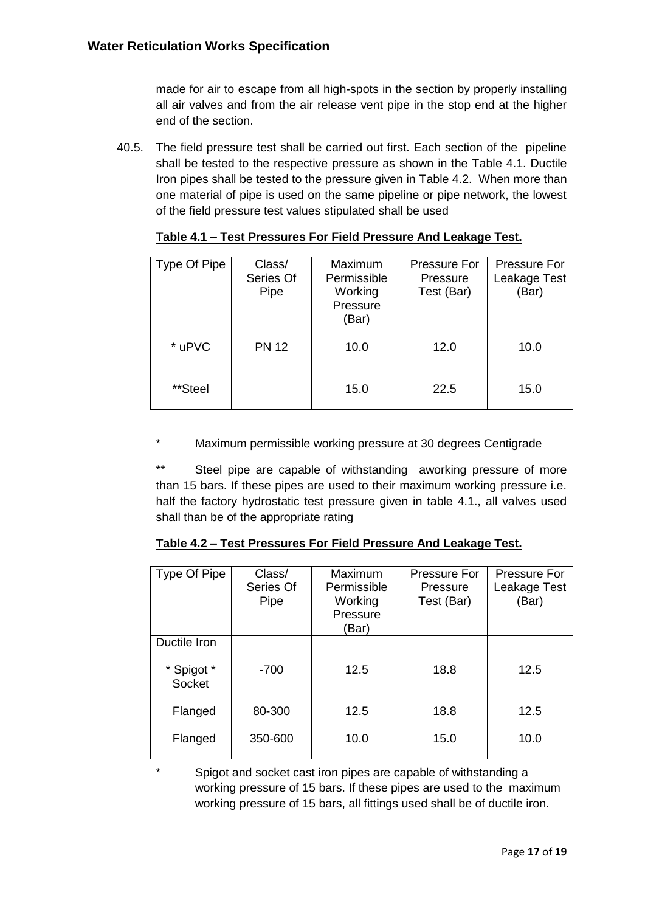made for air to escape from all high-spots in the section by properly installing all air valves and from the air release vent pipe in the stop end at the higher end of the section.

40.5. The field pressure test shall be carried out first. Each section of the pipeline shall be tested to the respective pressure as shown in the Table 4.1. Ductile Iron pipes shall be tested to the pressure given in Table 4.2. When more than one material of pipe is used on the same pipeline or pipe network, the lowest of the field pressure test values stipulated shall be used

**Table 4.1 – Test Pressures For Field Pressure And Leakage Test.**

| Type Of Pipe | Class/ Series Of Pipe | Maximum Permissible Working Pressure (Bar) | Pressure For Pressure Test (Bar) | Pressure For Leakage Test (Bar) |
|---|---|---|---|---|
| * uPVC | PN 12 | 10.0 | 12.0 | 10.0 |
| **Steel | | 15.0 | 22.5 | 15.0 |

\* Maximum permissible working pressure at 30 degrees Centigrade

\** Steel pipe are capable of withstanding aworking pressure of more than 15 bars. If these pipes are used to their maximum working pressure i.e. half the factory hydrostatic test pressure given in table 4.1., all valves used shall than be of the appropriate rating

**Table 4.2 – Test Pressures For Field Pressure And Leakage Test.**

| Type Of Pipe | Class/ Series Of Pipe | Maximum Permissible Working Pressure (Bar) | Pressure For Pressure Test (Bar) | Pressure For Leakage Test (Bar) |
|---|---|---|---|---|
| Ductile Iron | | | | |
| * Spigot * Socket | -700 | 12.5 | 18.8 | 12.5 |
| Flanged | 80-300 | 12.5 | 18.8 | 12.5 |
| Flanged | 350-600 | 10.0 | 15.0 | 10.0 |

\* Spigot and socket cast iron pipes are capable of withstanding a working pressure of 15 bars. If these pipes are used to the maximum working pressure of 15 bars, all fittings used shall be of ductile iron.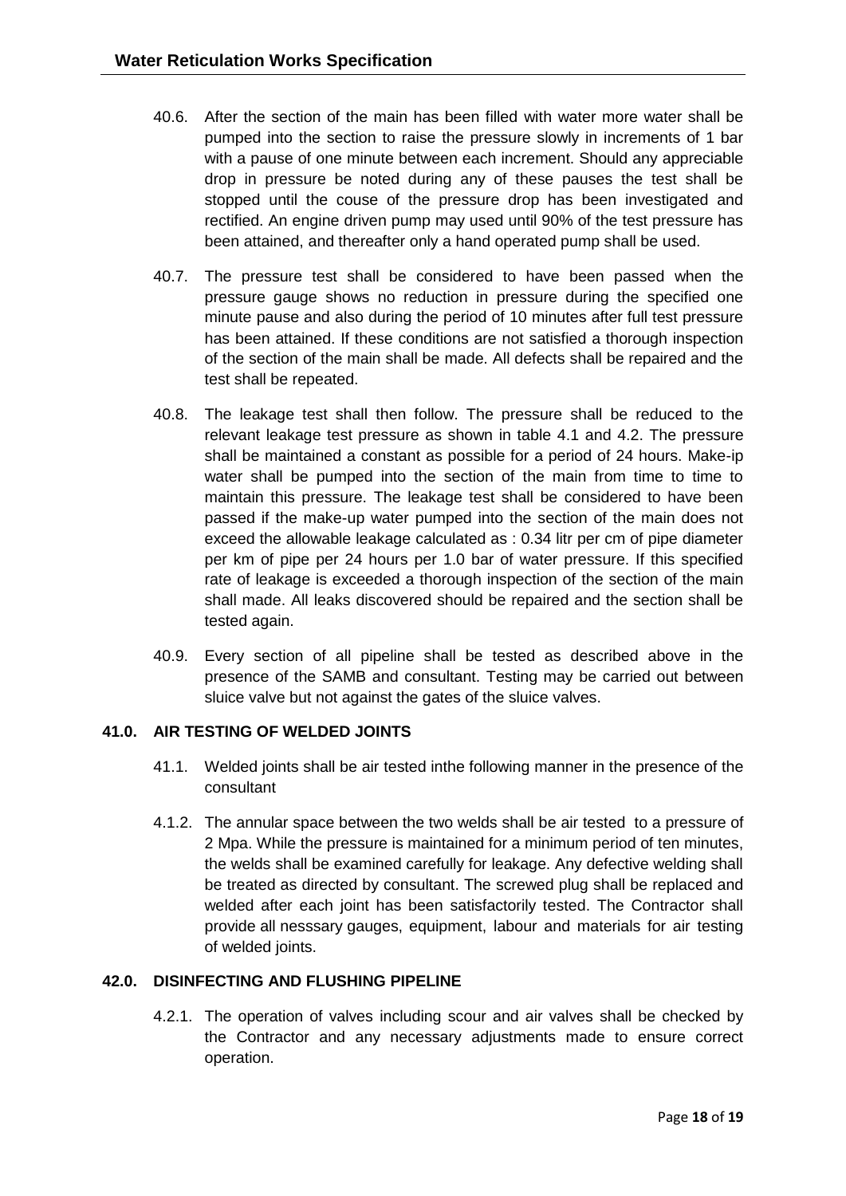40.6. After the section of the main has been filled with water more water shall be pumped into the section to raise the pressure slowly in increments of 1 bar with a pause of one minute between each increment. Should any appreciable drop in pressure be noted during any of these pauses the test shall be stopped until the couse of the pressure drop has been investigated and rectified. An engine driven pump may used until 90% of the test pressure has been attained, and thereafter only a hand operated pump shall be used.

40.7. The pressure test shall be considered to have been passed when the pressure gauge shows no reduction in pressure during the specified one minute pause and also during the period of 10 minutes after full test pressure has been attained. If these conditions are not satisfied a thorough inspection of the section of the main shall be made. All defects shall be repaired and the test shall be repeated.

40.8. The leakage test shall then follow. The pressure shall be reduced to the relevant leakage test pressure as shown in table 4.1 and 4.2. The pressure shall be maintained a constant as possible for a period of 24 hours. Make-ip water shall be pumped into the section of the main from time to time to maintain this pressure. The leakage test shall be considered to have been passed if the make-up water pumped into the section of the main does not exceed the allowable leakage calculated as : 0.34 litr per cm of pipe diameter per km of pipe per 24 hours per 1.0 bar of water pressure. If this specified rate of leakage is exceeded a thorough inspection of the section of the main shall made. All leaks discovered should be repaired and the section shall be tested again.

40.9. Every section of all pipeline shall be tested as described above in the presence of the SAMB and consultant. Testing may be carried out between sluice valve but not against the gates of the sluice valves.

### 41.0. AIR TESTING OF WELDED JOINTS

41.1. Welded joints shall be air tested inthe following manner in the presence of the consultant

4.1.2. The annular space between the two welds shall be air tested to a pressure of 2 Mpa. While the pressure is maintained for a minimum period of ten minutes, the welds shall be examined carefully for leakage. Any defective welding shall be treated as directed by consultant. The screwed plug shall be replaced and welded after each joint has been satisfactorily tested. The Contractor shall provide all nesssary gauges, equipment, labour and materials for air testing of welded joints.

### 42.0. DISINFECTING AND FLUSHING PIPELINE

4.2.1. The operation of valves including scour and air valves shall be checked by the Contractor and any necessary adjustments made to ensure correct operation.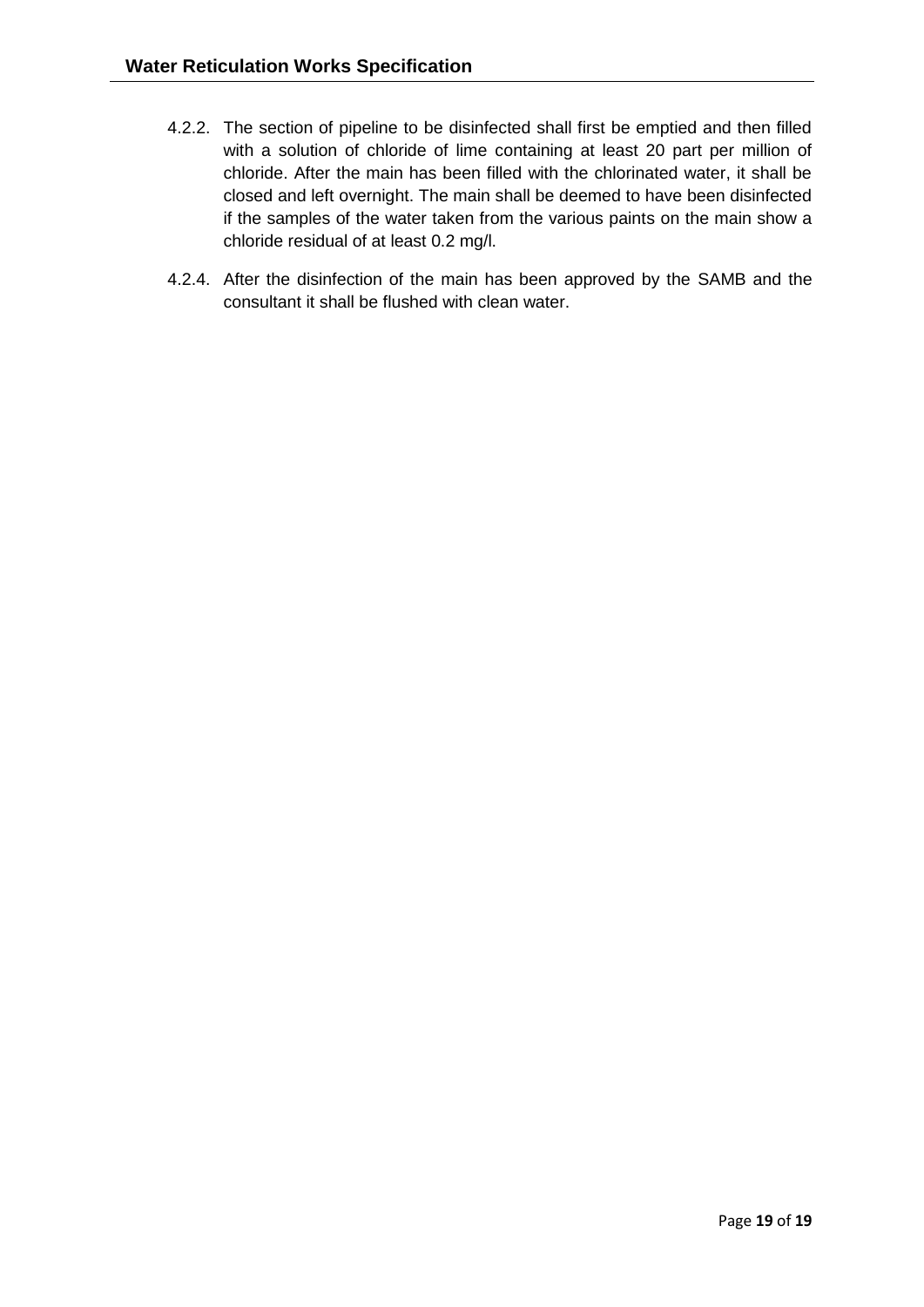4.2.2. The section of pipeline to be disinfected shall first be emptied and then filled with a solution of chloride of lime containing at least 20 part per million of chloride. After the main has been filled with the chlorinated water, it shall be closed and left overnight. The main shall be deemed to have been disinfected if the samples of the water taken from the various paints on the main show a chloride residual of at least 0.2 mg/l.

4.2.4. After the disinfection of the main has been approved by the SAMB and the consultant it shall be flushed with clean water.